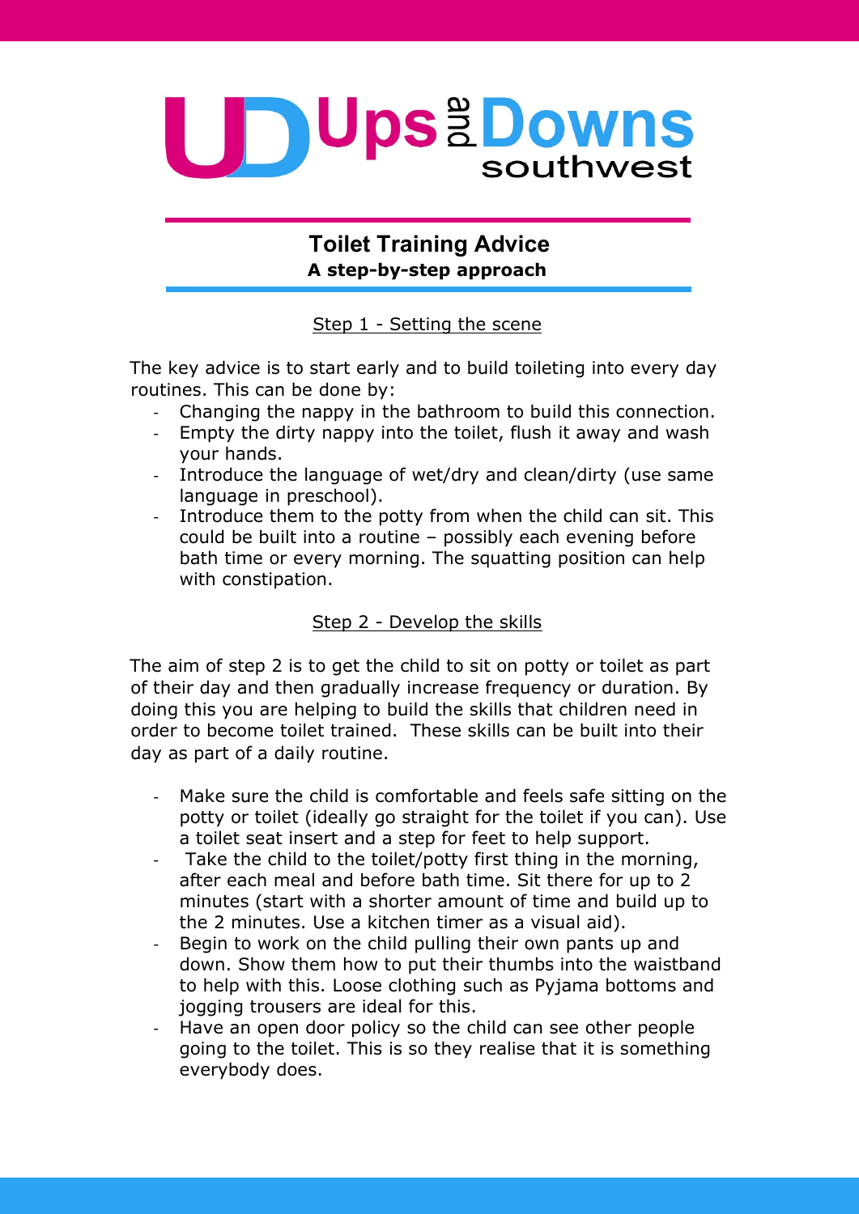# Ups and Downs southwest

## Toilet Training Advice

**A step-by-step approach**

### Step 1 - Setting the scene

The key advice is to start early and to build toileting into every day routines. This can be done by:

- Changing the nappy in the bathroom to build this connection.
- Empty the dirty nappy into the toilet, flush it away and wash your hands.
- Introduce the language of wet/dry and clean/dirty (use same language in preschool).
- Introduce them to the potty from when the child can sit. This could be built into a routine – possibly each evening before bath time or every morning. The squatting position can help with constipation.

### Step 2 - Develop the skills

The aim of step 2 is to get the child to sit on potty or toilet as part of their day and then gradually increase frequency or duration. By doing this you are helping to build the skills that children need in order to become toilet trained. These skills can be built into their day as part of a daily routine.

- Make sure the child is comfortable and feels safe sitting on the potty or toilet (ideally go straight for the toilet if you can). Use a toilet seat insert and a step for feet to help support.
- Take the child to the toilet/potty first thing in the morning, after each meal and before bath time. Sit there for up to 2 minutes (start with a shorter amount of time and build up to the 2 minutes. Use a kitchen timer as a visual aid).
- Begin to work on the child pulling their own pants up and down. Show them how to put their thumbs into the waistband to help with this. Loose clothing such as Pyjama bottoms and jogging trousers are ideal for this.
- Have an open door policy so the child can see other people going to the toilet. This is so they realise that it is something everybody does.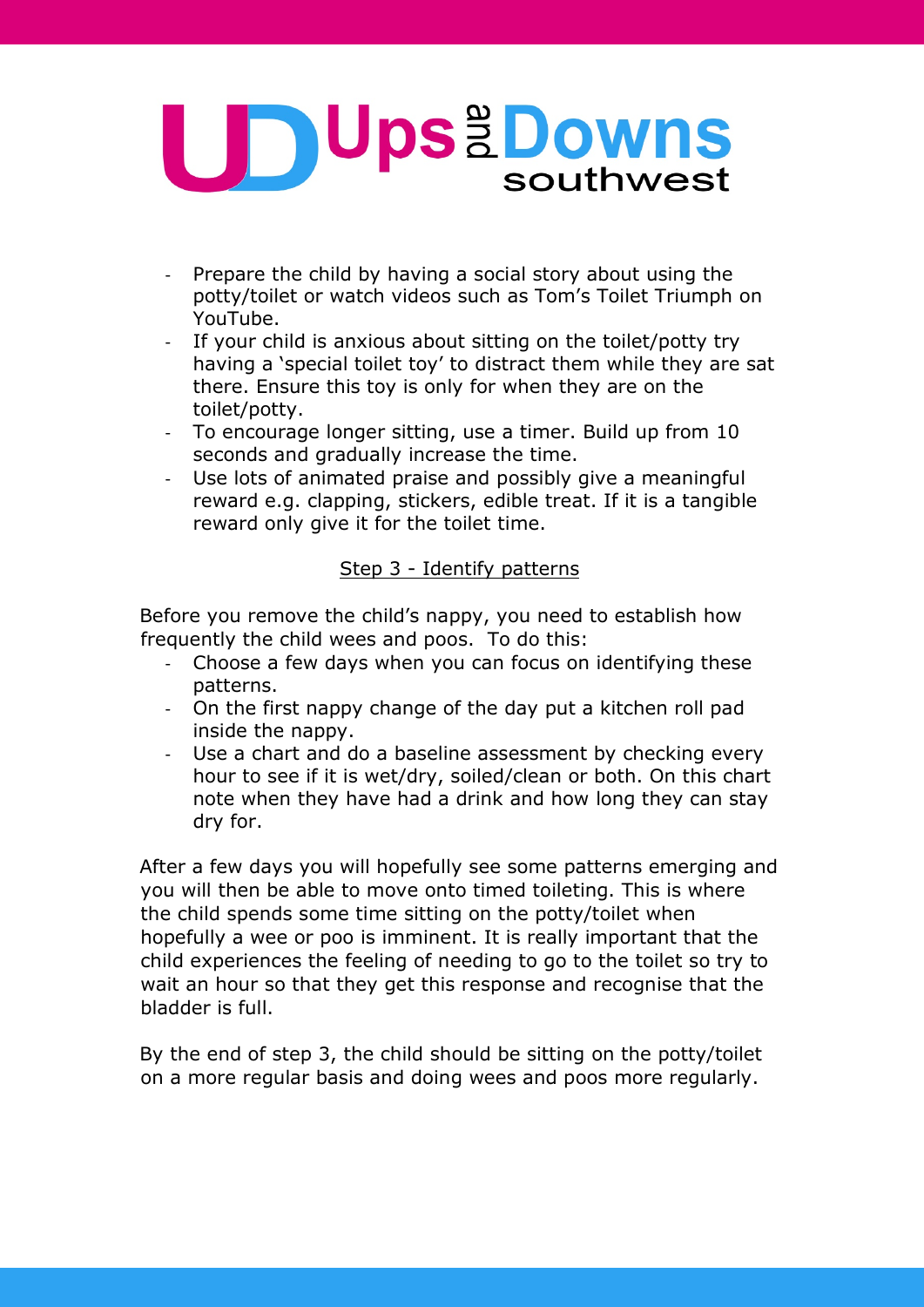- Prepare the child by having a social story about using the potty/toilet or watch videos such as Tom's Toilet Triumph on YouTube.
- If your child is anxious about sitting on the toilet/potty try having a 'special toilet toy' to distract them while they are sat there. Ensure this toy is only for when they are on the toilet/potty.
- To encourage longer sitting, use a timer. Build up from 10 seconds and gradually increase the time.
- Use lots of animated praise and possibly give a meaningful reward e.g. clapping, stickers, edible treat. If it is a tangible reward only give it for the toilet time.

## Step 3 - Identify patterns

Before you remove the child's nappy, you need to establish how frequently the child wees and poos. To do this:

- Choose a few days when you can focus on identifying these patterns.
- On the first nappy change of the day put a kitchen roll pad inside the nappy.
- Use a chart and do a baseline assessment by checking every hour to see if it is wet/dry, soiled/clean or both. On this chart note when they have had a drink and how long they can stay dry for.

After a few days you will hopefully see some patterns emerging and you will then be able to move onto timed toileting. This is where the child spends some time sitting on the potty/toilet when hopefully a wee or poo is imminent. It is really important that the child experiences the feeling of needing to go to the toilet so try to wait an hour so that they get this response and recognise that the bladder is full.

By the end of step 3, the child should be sitting on the potty/toilet on a more regular basis and doing wees and poos more regularly.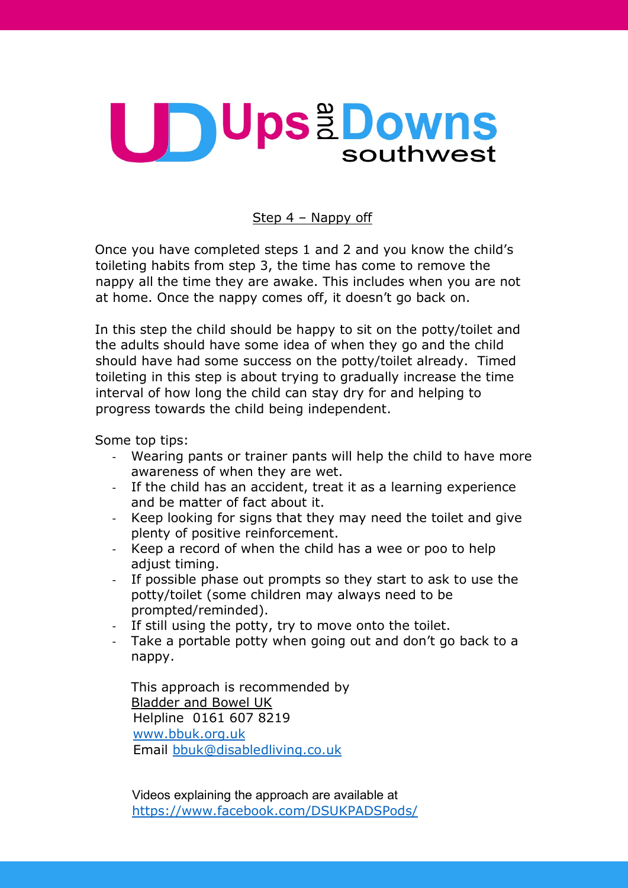Ups and Downs southwest

## Step 4 – Nappy off

Once you have completed steps 1 and 2 and you know the child's toileting habits from step 3, the time has come to remove the nappy all the time they are awake. This includes when you are not at home. Once the nappy comes off, it doesn't go back on.

In this step the child should be happy to sit on the potty/toilet and the adults should have some idea of when they go and the child should have had some success on the potty/toilet already. Timed toileting in this step is about trying to gradually increase the time interval of how long the child can stay dry for and helping to progress towards the child being independent.

Some top tips:

- Wearing pants or trainer pants will help the child to have more awareness of when they are wet.
- If the child has an accident, treat it as a learning experience and be matter of fact about it.
- Keep looking for signs that they may need the toilet and give plenty of positive reinforcement.
- Keep a record of when the child has a wee or poo to help adjust timing.
- If possible phase out prompts so they start to ask to use the potty/toilet (some children may always need to be prompted/reminded).
- If still using the potty, try to move onto the toilet.
- Take a portable potty when going out and don't go back to a nappy.

This approach is recommended by
Bladder and Bowel UK
Helpline 0161 607 8219
www.bbuk.org.uk
Email bbuk@disabledliving.co.uk

Videos explaining the approach are available at
https://www.facebook.com/DSUKPADSPods/